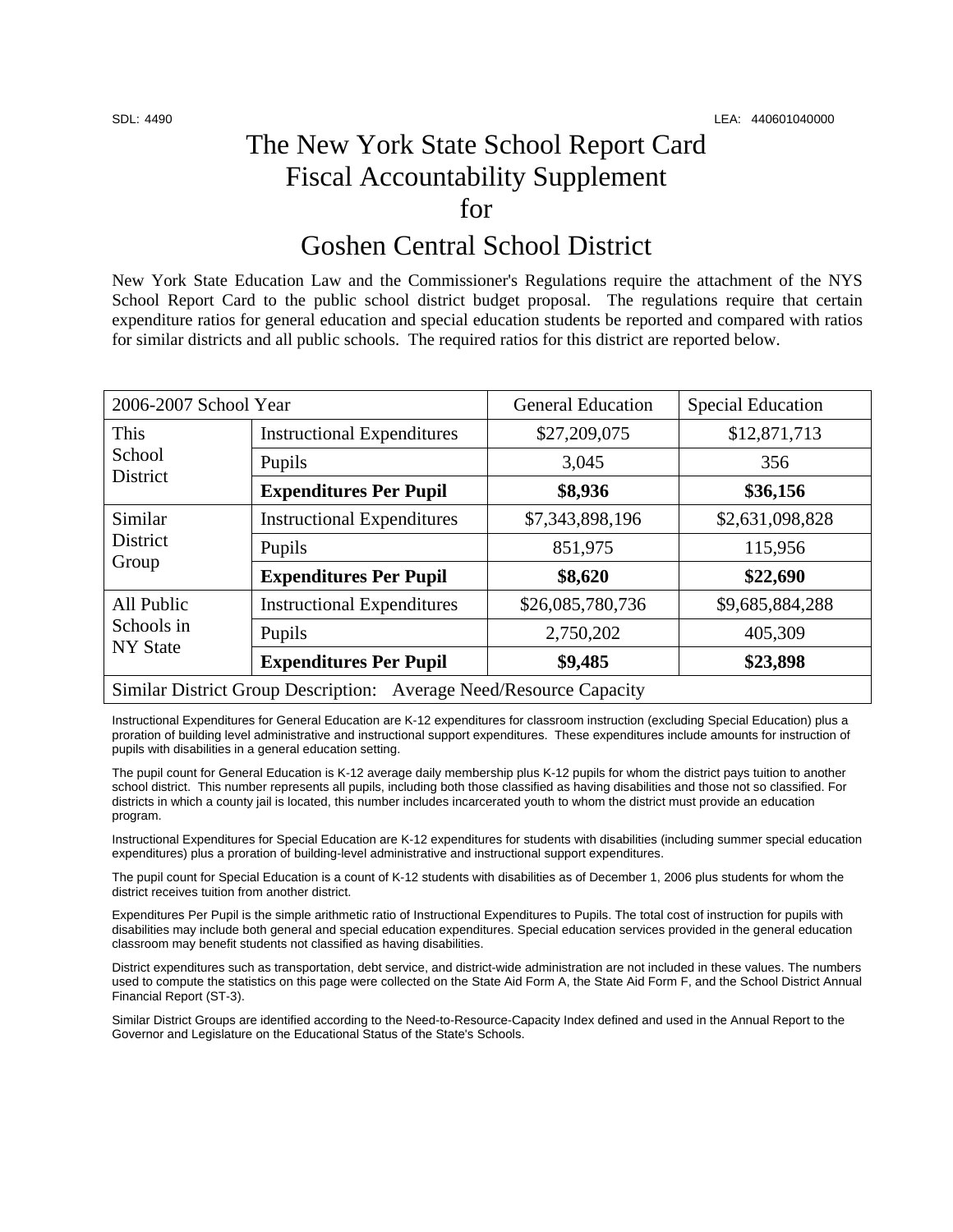SDL: 4490 LEA: 440601040000

# The New York State School Report Card Fiscal Accountability Supplement for Goshen Central School District

New York State Education Law and the Commissioner's Regulations require the attachment of the NYS School Report Card to the public school district budget proposal. The regulations require that certain expenditure ratios for general education and special education students be reported and compared with ratios for similar districts and all public schools. The required ratios for this district are reported below.

| 2006-2007 School Year | | General Education | Special Education |
|---|---|---|---|
| This School District | Instructional Expenditures | $27,209,075 | $12,871,713 |
| | Pupils | 3,045 | 356 |
| | **Expenditures Per Pupil** | **$8,936** | **$36,156** |
| Similar District Group | Instructional Expenditures | $7,343,898,196 | $2,631,098,828 |
| | Pupils | 851,975 | 115,956 |
| | **Expenditures Per Pupil** | **$8,620** | **$22,690** |
| All Public Schools in NY State | Instructional Expenditures | $26,085,780,736 | $9,685,884,288 |
| | Pupils | 2,750,202 | 405,309 |
| | **Expenditures Per Pupil** | **$9,485** | **$23,898** |
| Similar District Group Description: Average Need/Resource Capacity | | | |

Instructional Expenditures for General Education are K-12 expenditures for classroom instruction (excluding Special Education) plus a proration of building level administrative and instructional support expenditures. These expenditures include amounts for instruction of pupils with disabilities in a general education setting.

The pupil count for General Education is K-12 average daily membership plus K-12 pupils for whom the district pays tuition to another school district. This number represents all pupils, including both those classified as having disabilities and those not so classified. For districts in which a county jail is located, this number includes incarcerated youth to whom the district must provide an education program.

Instructional Expenditures for Special Education are K-12 expenditures for students with disabilities (including summer special education expenditures) plus a proration of building-level administrative and instructional support expenditures.

The pupil count for Special Education is a count of K-12 students with disabilities as of December 1, 2006 plus students for whom the district receives tuition from another district.

Expenditures Per Pupil is the simple arithmetic ratio of Instructional Expenditures to Pupils. The total cost of instruction for pupils with disabilities may include both general and special education expenditures. Special education services provided in the general education classroom may benefit students not classified as having disabilities.

District expenditures such as transportation, debt service, and district-wide administration are not included in these values. The numbers used to compute the statistics on this page were collected on the State Aid Form A, the State Aid Form F, and the School District Annual Financial Report (ST-3).

Similar District Groups are identified according to the Need-to-Resource-Capacity Index defined and used in the Annual Report to the Governor and Legislature on the Educational Status of the State's Schools.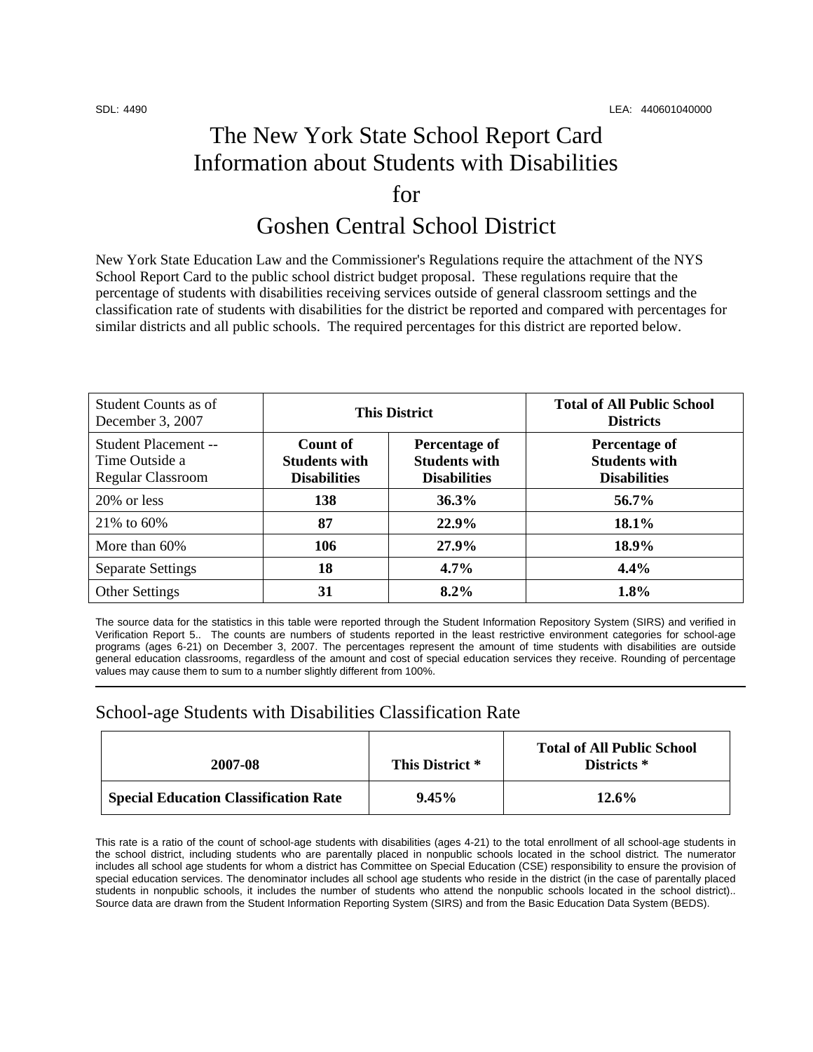SDL: 4490 LEA: 440601040000

# The New York State School Report Card Information about Students with Disabilities for Goshen Central School District

New York State Education Law and the Commissioner's Regulations require the attachment of the NYS School Report Card to the public school district budget proposal. These regulations require that the percentage of students with disabilities receiving services outside of general classroom settings and the classification rate of students with disabilities for the district be reported and compared with percentages for similar districts and all public schools. The required percentages for this district are reported below.

| Student Counts as of December 3, 2007 | **This District** | | **Total of All Public School Districts** |
|---|---|---|---|
| Student Placement -- Time Outside a Regular Classroom | **Count of Students with Disabilities** | **Percentage of Students with Disabilities** | **Percentage of Students with Disabilities** |
| 20% or less | **138** | **36.3%** | **56.7%** |
| 21% to 60% | **87** | **22.9%** | **18.1%** |
| More than 60% | **106** | **27.9%** | **18.9%** |
| Separate Settings | **18** | **4.7%** | **4.4%** |
| Other Settings | **31** | **8.2%** | **1.8%** |

The source data for the statistics in this table were reported through the Student Information Repository System (SIRS) and verified in Verification Report 5.. The counts are numbers of students reported in the least restrictive environment categories for school-age programs (ages 6-21) on December 3, 2007. The percentages represent the amount of time students with disabilities are outside general education classrooms, regardless of the amount and cost of special education services they receive. Rounding of percentage values may cause them to sum to a number slightly different from 100%.

## School-age Students with Disabilities Classification Rate

| **2007-08** | **This District *** | **Total of All Public School Districts *** |
|---|---|---|
| **Special Education Classification Rate** | **9.45%** | **12.6%** |

This rate is a ratio of the count of school-age students with disabilities (ages 4-21) to the total enrollment of all school-age students in the school district, including students who are parentally placed in nonpublic schools located in the school district. The numerator includes all school age students for whom a district has Committee on Special Education (CSE) responsibility to ensure the provision of special education services. The denominator includes all school age students who reside in the district (in the case of parentally placed students in nonpublic schools, it includes the number of students who attend the nonpublic schools located in the school district).. Source data are drawn from the Student Information Reporting System (SIRS) and from the Basic Education Data System (BEDS).